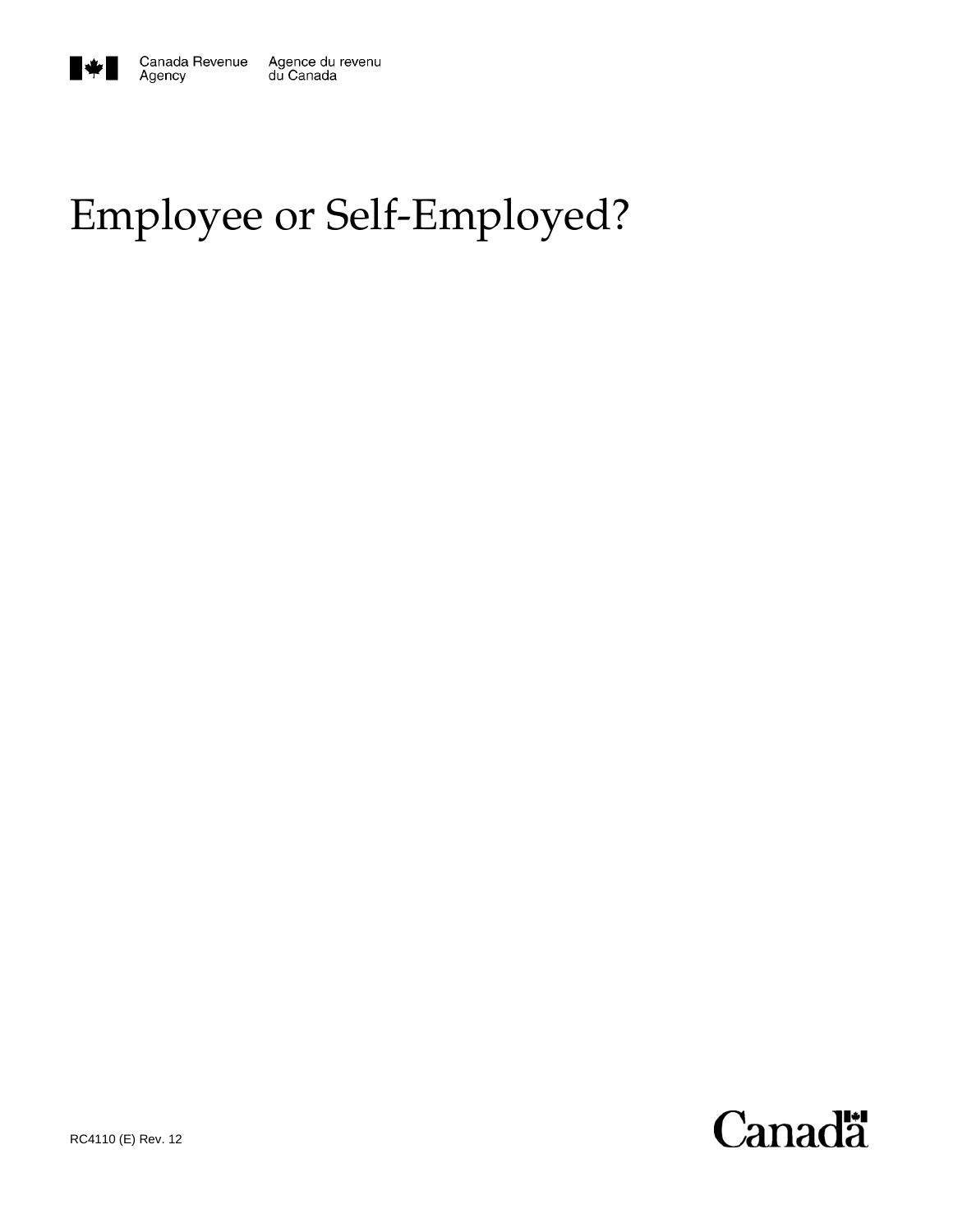Canada Revenue Agency    Agence du revenu du Canada

# Employee or Self-Employed?

RC4110 (E) Rev. 12

Canada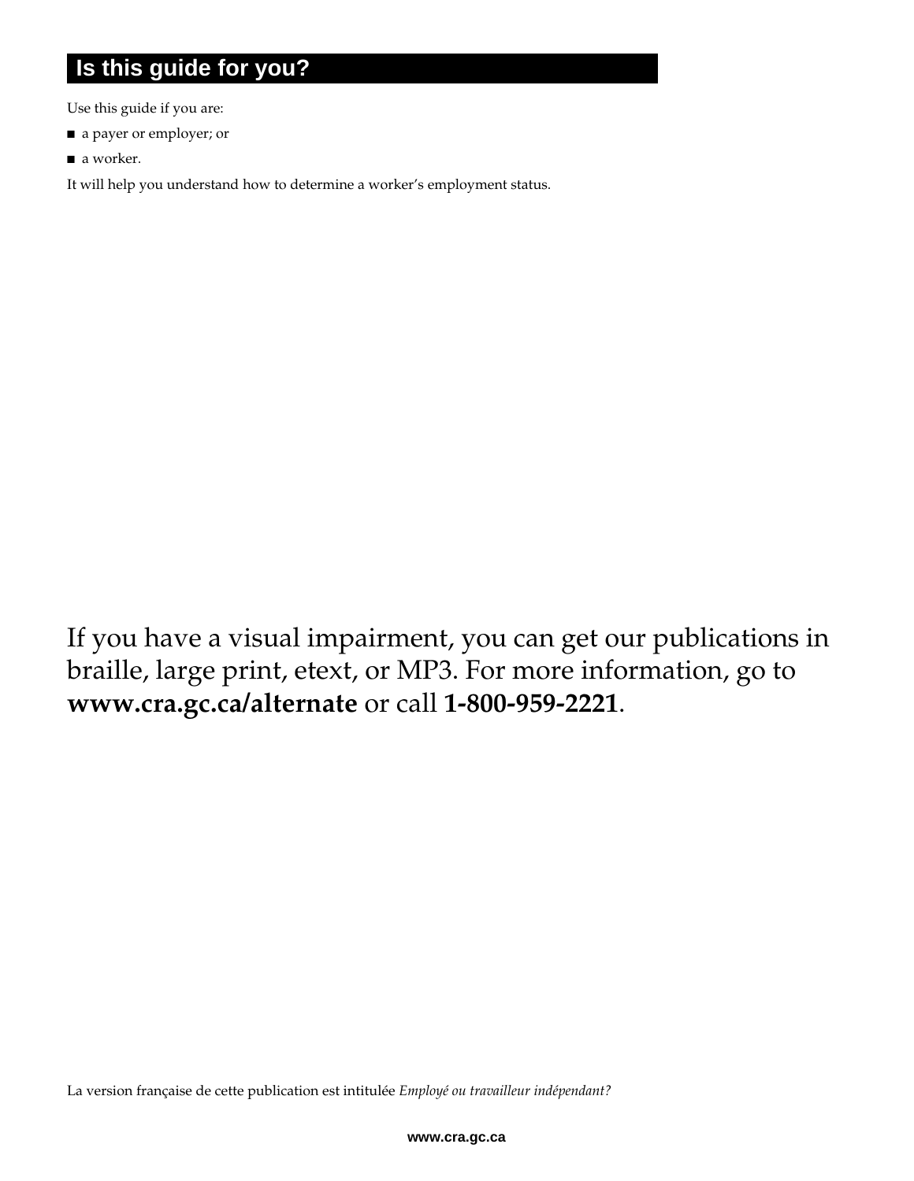## Is this guide for you?

Use this guide if you are:

- a payer or employer; or
- a worker.

It will help you understand how to determine a worker's employment status.

If you have a visual impairment, you can get our publications in braille, large print, etext, or MP3. For more information, go to **www.cra.gc.ca/alternate** or call **1-800-959-2221**.

La version française de cette publication est intitulée *Employé ou travailleur indépendant?*

**www.cra.gc.ca**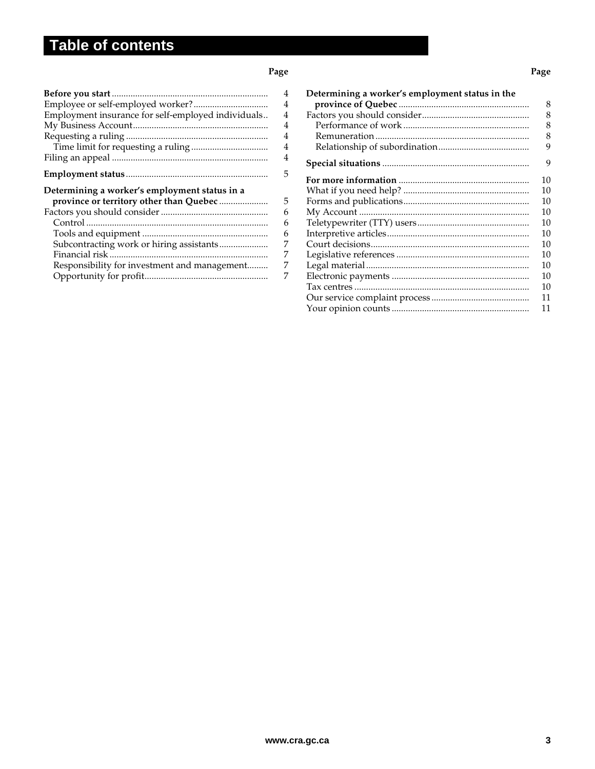# Table of contents

| | Page |
|---|---|
| **Before you start** | 4 |
| Employee or self-employed worker? | 4 |
| Employment insurance for self-employed individuals | 4 |
| My Business Account | 4 |
| Requesting a ruling | 4 |
| Time limit for requesting a ruling | 4 |
| Filing an appeal | 4 |
| **Employment status** | 5 |
| **Determining a worker's employment status in a province or territory other than Quebec** | 5 |
| Factors you should consider | 6 |
| Control | 6 |
| Tools and equipment | 6 |
| Subcontracting work or hiring assistants | 7 |
| Financial risk | 7 |
| Responsibility for investment and management | 7 |
| Opportunity for profit | 7 |
| **Determining a worker's employment status in the province of Quebec** | 8 |
| Factors you should consider | 8 |
| Performance of work | 8 |
| Remuneration | 8 |
| Relationship of subordination | 9 |
| **Special situations** | 9 |
| **For more information** | 10 |
| What if you need help? | 10 |
| Forms and publications | 10 |
| My Account | 10 |
| Teletypewriter (TTY) users | 10 |
| Interpretive articles | 10 |
| Court decisions | 10 |
| Legislative references | 10 |
| Legal material | 10 |
| Electronic payments | 10 |
| Tax centres | 10 |
| Our service complaint process | 11 |
| Your opinion counts | 11 |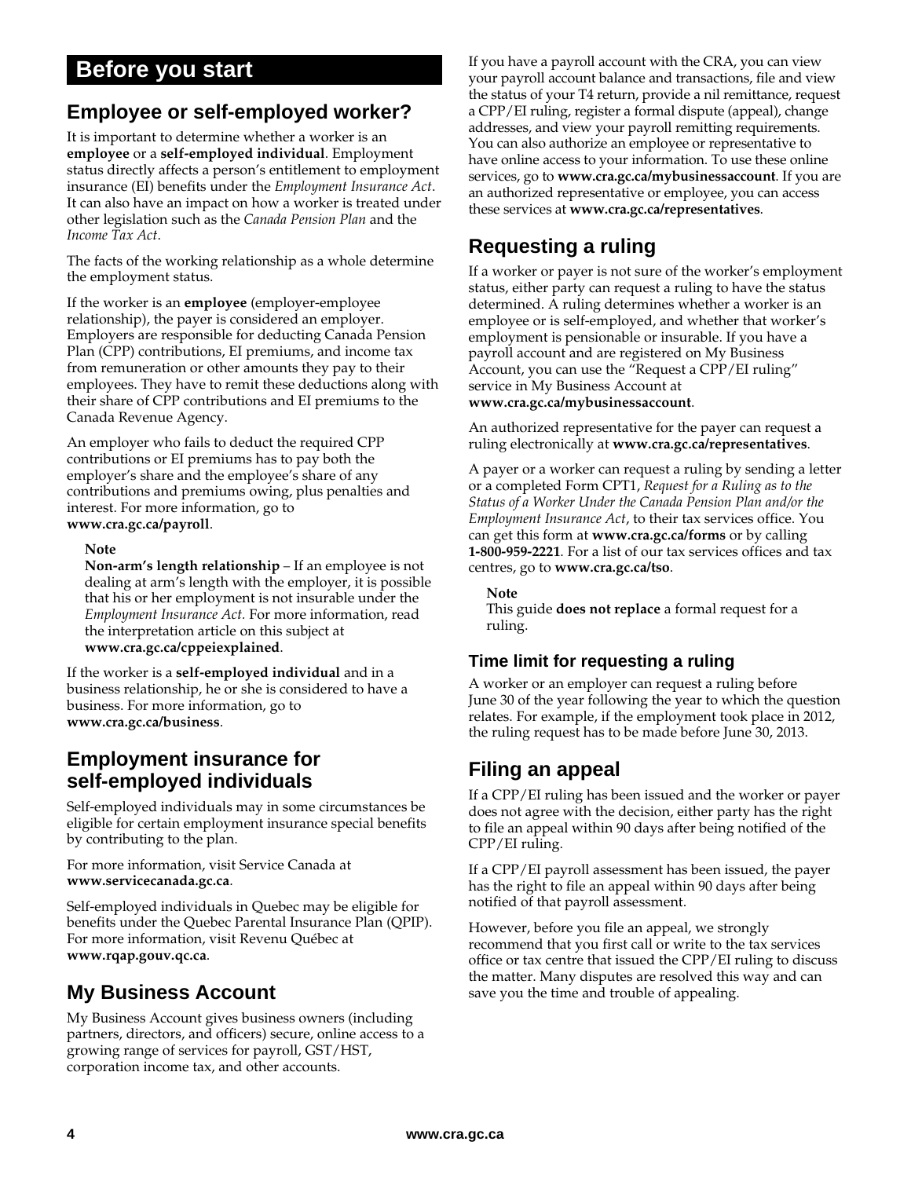# Before you start

## Employee or self-employed worker?

It is important to determine whether a worker is an **employee** or a **self-employed individual**. Employment status directly affects a person's entitlement to employment insurance (EI) benefits under the *Employment Insurance Act*. It can also have an impact on how a worker is treated under other legislation such as the *Canada Pension Plan* and the *Income Tax Act*.

The facts of the working relationship as a whole determine the employment status.

If the worker is an **employee** (employer-employee relationship), the payer is considered an employer. Employers are responsible for deducting Canada Pension Plan (CPP) contributions, EI premiums, and income tax from remuneration or other amounts they pay to their employees. They have to remit these deductions along with their share of CPP contributions and EI premiums to the Canada Revenue Agency.

An employer who fails to deduct the required CPP contributions or EI premiums has to pay both the employer's share and the employee's share of any contributions and premiums owing, plus penalties and interest. For more information, go to **www.cra.gc.ca/payroll**.

> **Note**
> **Non-arm's length relationship** – If an employee is not dealing at arm's length with the employer, it is possible that his or her employment is not insurable under the *Employment Insurance Act.* For more information, read the interpretation article on this subject at **www.cra.gc.ca/cppeiexplained**.

If the worker is a **self-employed individual** and in a business relationship, he or she is considered to have a business. For more information, go to **www.cra.gc.ca/business**.

## Employment insurance for self-employed individuals

Self-employed individuals may in some circumstances be eligible for certain employment insurance special benefits by contributing to the plan.

For more information, visit Service Canada at **www.servicecanada.gc.ca**.

Self-employed individuals in Quebec may be eligible for benefits under the Quebec Parental Insurance Plan (QPIP). For more information, visit Revenu Québec at **www.rqap.gouv.qc.ca**.

## My Business Account

My Business Account gives business owners (including partners, directors, and officers) secure, online access to a growing range of services for payroll, GST/HST, corporation income tax, and other accounts.

If you have a payroll account with the CRA, you can view your payroll account balance and transactions, file and view the status of your T4 return, provide a nil remittance, request a CPP/EI ruling, register a formal dispute (appeal), change addresses, and view your payroll remitting requirements. You can also authorize an employee or representative to have online access to your information. To use these online services, go to **www.cra.gc.ca/mybusinessaccount**. If you are an authorized representative or employee, you can access these services at **www.cra.gc.ca/representatives**.

## Requesting a ruling

If a worker or payer is not sure of the worker's employment status, either party can request a ruling to have the status determined. A ruling determines whether a worker is an employee or is self-employed, and whether that worker's employment is pensionable or insurable. If you have a payroll account and are registered on My Business Account, you can use the "Request a CPP/EI ruling" service in My Business Account at **www.cra.gc.ca/mybusinessaccount**.

An authorized representative for the payer can request a ruling electronically at **www.cra.gc.ca/representatives**.

A payer or a worker can request a ruling by sending a letter or a completed Form CPT1, *Request for a Ruling as to the Status of a Worker Under the Canada Pension Plan and/or the Employment Insurance Act*, to their tax services office. You can get this form at **www.cra.gc.ca/forms** or by calling **1-800-959-2221**. For a list of our tax services offices and tax centres, go to **www.cra.gc.ca/tso**.

> **Note**
> This guide **does not replace** a formal request for a ruling.

### Time limit for requesting a ruling

A worker or an employer can request a ruling before June 30 of the year following the year to which the question relates. For example, if the employment took place in 2012, the ruling request has to be made before June 30, 2013.

## Filing an appeal

If a CPP/EI ruling has been issued and the worker or payer does not agree with the decision, either party has the right to file an appeal within 90 days after being notified of the CPP/EI ruling.

If a CPP/EI payroll assessment has been issued, the payer has the right to file an appeal within 90 days after being notified of that payroll assessment.

However, before you file an appeal, we strongly recommend that you first call or write to the tax services office or tax centre that issued the CPP/EI ruling to discuss the matter. Many disputes are resolved this way and can save you the time and trouble of appealing.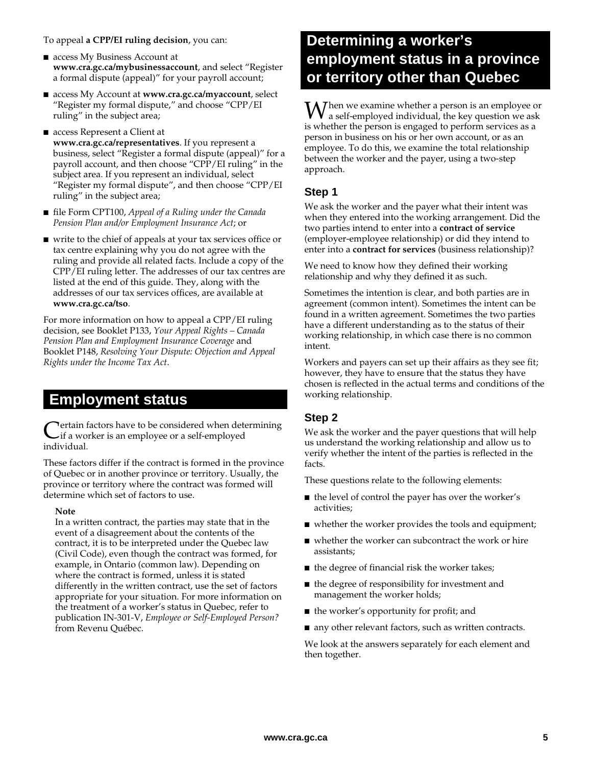To appeal **a CPP/EI ruling decision**, you can:

- access My Business Account at **www.cra.gc.ca/mybusinessaccount**, and select "Register a formal dispute (appeal)" for your payroll account;
- access My Account at **www.cra.gc.ca/myaccount**, select "Register my formal dispute," and choose "CPP/EI ruling" in the subject area;
- access Represent a Client at **www.cra.gc.ca/representatives**. If you represent a business, select "Register a formal dispute (appeal)" for a payroll account, and then choose "CPP/EI ruling" in the subject area. If you represent an individual, select "Register my formal dispute", and then choose "CPP/EI ruling" in the subject area;
- file Form CPT100, *Appeal of a Ruling under the Canada Pension Plan and/or Employment Insurance Act*; or
- write to the chief of appeals at your tax services office or tax centre explaining why you do not agree with the ruling and provide all related facts. Include a copy of the CPP/EI ruling letter. The addresses of our tax centres are listed at the end of this guide. They, along with the addresses of our tax services offices, are available at **www.cra.gc.ca/tso**.

For more information on how to appeal a CPP/EI ruling decision, see Booklet P133, *Your Appeal Rights – Canada Pension Plan and Employment Insurance Coverage* and Booklet P148, *Resolving Your Dispute: Objection and Appeal Rights under the Income Tax Act*.

# Employment status

Certain factors have to be considered when determining if a worker is an employee or a self-employed individual.

These factors differ if the contract is formed in the province of Quebec or in another province or territory. Usually, the province or territory where the contract was formed will determine which set of factors to use.

**Note**
In a written contract, the parties may state that in the event of a disagreement about the contents of the contract, it is to be interpreted under the Quebec law (Civil Code), even though the contract was formed, for example, in Ontario (common law). Depending on where the contract is formed, unless it is stated differently in the written contract, use the set of factors appropriate for your situation. For more information on the treatment of a worker's status in Quebec, refer to publication IN-301-V, *Employee or Self-Employed Person?* from Revenu Québec.

# Determining a worker's employment status in a province or territory other than Quebec

When we examine whether a person is an employee or a self-employed individual, the key question we ask is whether the person is engaged to perform services as a person in business on his or her own account, or as an employee. To do this, we examine the total relationship between the worker and the payer, using a two-step approach.

## Step 1

We ask the worker and the payer what their intent was when they entered into the working arrangement. Did the two parties intend to enter into a **contract of service** (employer-employee relationship) or did they intend to enter into a **contract for services** (business relationship)?

We need to know how they defined their working relationship and why they defined it as such.

Sometimes the intention is clear, and both parties are in agreement (common intent). Sometimes the intent can be found in a written agreement. Sometimes the two parties have a different understanding as to the status of their working relationship, in which case there is no common intent.

Workers and payers can set up their affairs as they see fit; however, they have to ensure that the status they have chosen is reflected in the actual terms and conditions of the working relationship.

## Step 2

We ask the worker and the payer questions that will help us understand the working relationship and allow us to verify whether the intent of the parties is reflected in the facts.

These questions relate to the following elements:

- the level of control the payer has over the worker's activities;
- whether the worker provides the tools and equipment;
- whether the worker can subcontract the work or hire assistants;
- the degree of financial risk the worker takes;
- the degree of responsibility for investment and management the worker holds;
- the worker's opportunity for profit; and
- any other relevant factors, such as written contracts.

We look at the answers separately for each element and then together.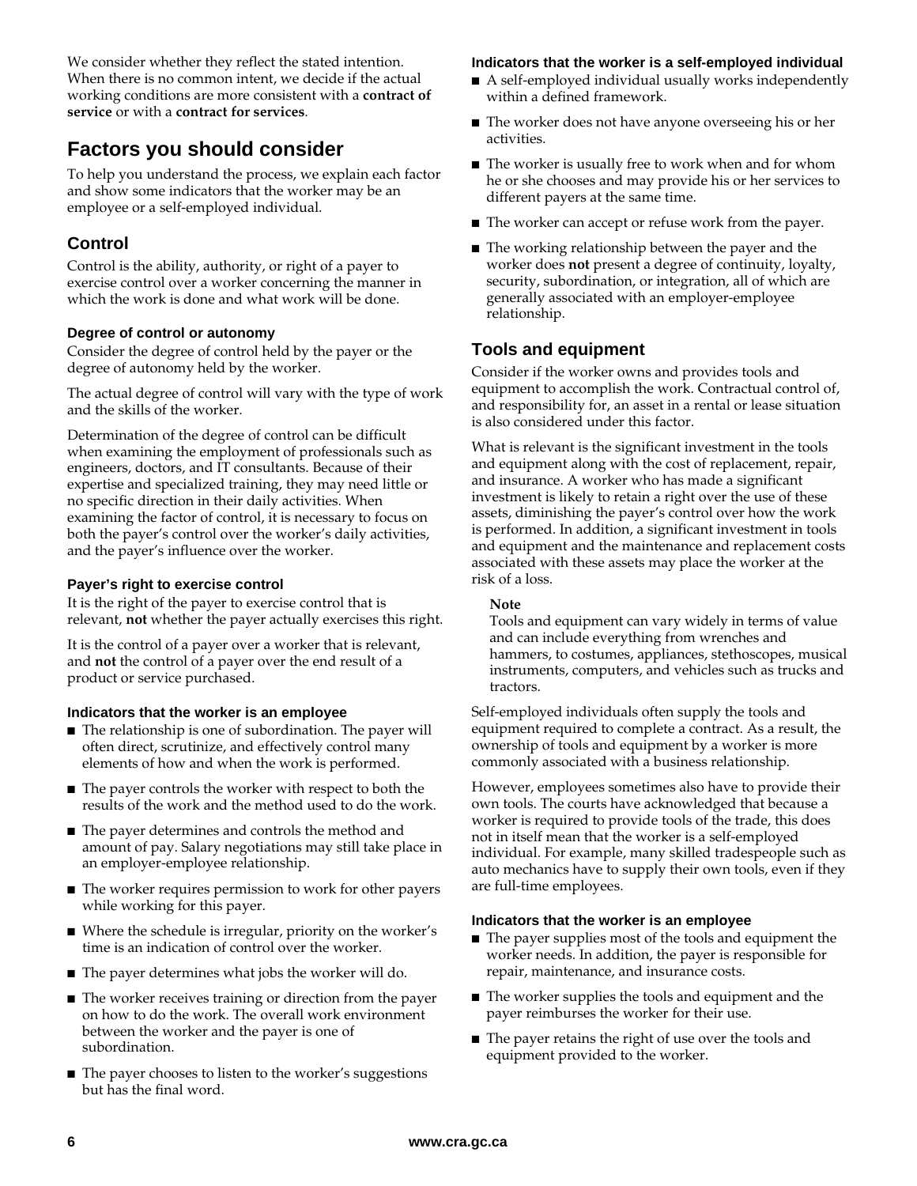We consider whether they reflect the stated intention. When there is no common intent, we decide if the actual working conditions are more consistent with a **contract of service** or with a **contract for services**.

## Factors you should consider

To help you understand the process, we explain each factor and show some indicators that the worker may be an employee or a self-employed individual.

### Control

Control is the ability, authority, or right of a payer to exercise control over a worker concerning the manner in which the work is done and what work will be done.

#### Degree of control or autonomy

Consider the degree of control held by the payer or the degree of autonomy held by the worker.

The actual degree of control will vary with the type of work and the skills of the worker.

Determination of the degree of control can be difficult when examining the employment of professionals such as engineers, doctors, and IT consultants. Because of their expertise and specialized training, they may need little or no specific direction in their daily activities. When examining the factor of control, it is necessary to focus on both the payer's control over the worker's daily activities, and the payer's influence over the worker.

#### Payer's right to exercise control

It is the right of the payer to exercise control that is relevant, **not** whether the payer actually exercises this right.

It is the control of a payer over a worker that is relevant, and **not** the control of a payer over the end result of a product or service purchased.

#### Indicators that the worker is an employee

- The relationship is one of subordination. The payer will often direct, scrutinize, and effectively control many elements of how and when the work is performed.
- The payer controls the worker with respect to both the results of the work and the method used to do the work.
- The payer determines and controls the method and amount of pay. Salary negotiations may still take place in an employer-employee relationship.
- The worker requires permission to work for other payers while working for this payer.
- Where the schedule is irregular, priority on the worker's time is an indication of control over the worker.
- The payer determines what jobs the worker will do.
- The worker receives training or direction from the payer on how to do the work. The overall work environment between the worker and the payer is one of subordination.
- The payer chooses to listen to the worker's suggestions but has the final word.

#### Indicators that the worker is a self-employed individual

- A self-employed individual usually works independently within a defined framework.
- The worker does not have anyone overseeing his or her activities.
- The worker is usually free to work when and for whom he or she chooses and may provide his or her services to different payers at the same time.
- The worker can accept or refuse work from the payer.
- The working relationship between the payer and the worker does **not** present a degree of continuity, loyalty, security, subordination, or integration, all of which are generally associated with an employer-employee relationship.

### Tools and equipment

Consider if the worker owns and provides tools and equipment to accomplish the work. Contractual control of, and responsibility for, an asset in a rental or lease situation is also considered under this factor.

What is relevant is the significant investment in the tools and equipment along with the cost of replacement, repair, and insurance. A worker who has made a significant investment is likely to retain a right over the use of these assets, diminishing the payer's control over how the work is performed. In addition, a significant investment in tools and equipment and the maintenance and replacement costs associated with these assets may place the worker at the risk of a loss.

**Note**
Tools and equipment can vary widely in terms of value and can include everything from wrenches and hammers, to costumes, appliances, stethoscopes, musical instruments, computers, and vehicles such as trucks and tractors.

Self-employed individuals often supply the tools and equipment required to complete a contract. As a result, the ownership of tools and equipment by a worker is more commonly associated with a business relationship.

However, employees sometimes also have to provide their own tools. The courts have acknowledged that because a worker is required to provide tools of the trade, this does not in itself mean that the worker is a self-employed individual. For example, many skilled tradespeople such as auto mechanics have to supply their own tools, even if they are full-time employees.

#### Indicators that the worker is an employee

- The payer supplies most of the tools and equipment the worker needs. In addition, the payer is responsible for repair, maintenance, and insurance costs.
- The worker supplies the tools and equipment and the payer reimburses the worker for their use.
- The payer retains the right of use over the tools and equipment provided to the worker.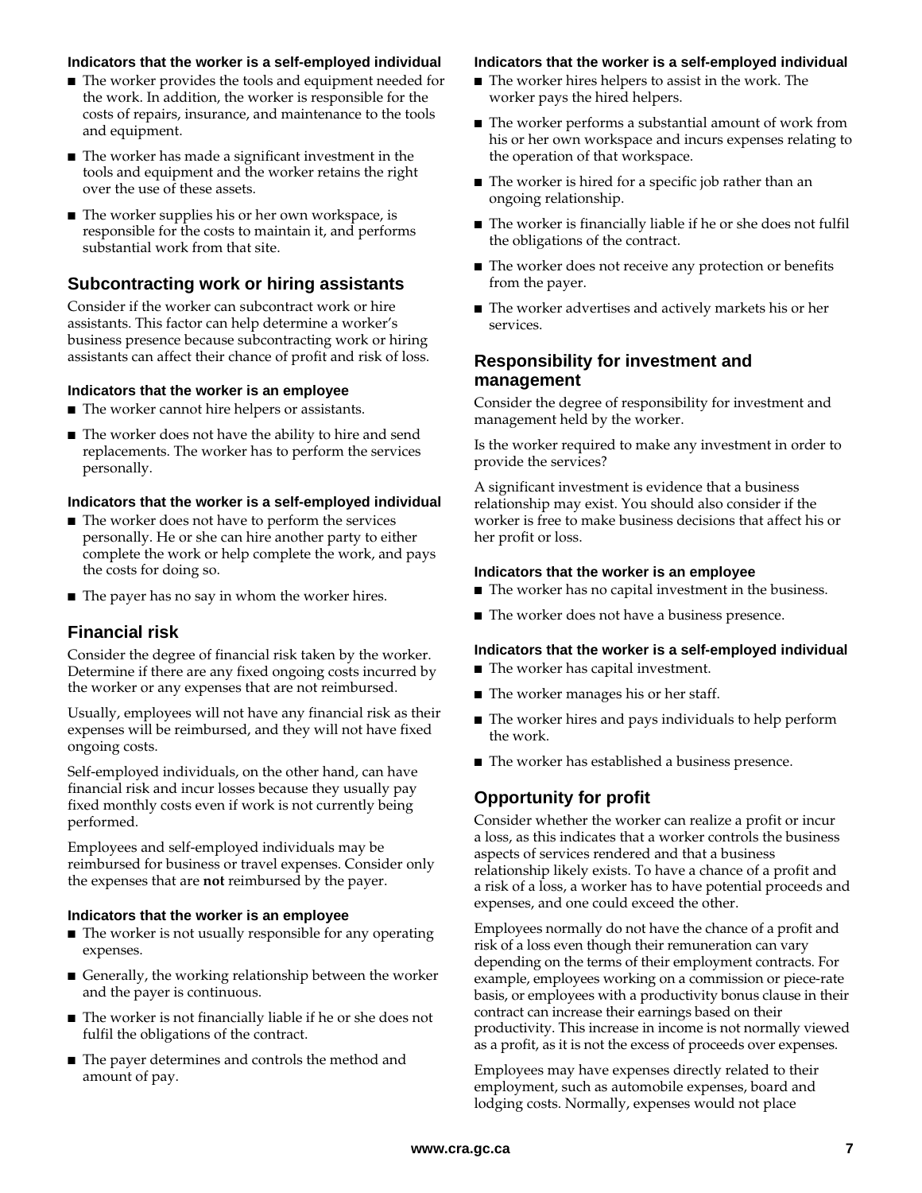#### Indicators that the worker is a self-employed individual

- The worker provides the tools and equipment needed for the work. In addition, the worker is responsible for the costs of repairs, insurance, and maintenance to the tools and equipment.
- The worker has made a significant investment in the tools and equipment and the worker retains the right over the use of these assets.
- The worker supplies his or her own workspace, is responsible for the costs to maintain it, and performs substantial work from that site.

## Subcontracting work or hiring assistants

Consider if the worker can subcontract work or hire assistants. This factor can help determine a worker's business presence because subcontracting work or hiring assistants can affect their chance of profit and risk of loss.

#### Indicators that the worker is an employee

- The worker cannot hire helpers or assistants.
- The worker does not have the ability to hire and send replacements. The worker has to perform the services personally.

#### Indicators that the worker is a self-employed individual

- The worker does not have to perform the services personally. He or she can hire another party to either complete the work or help complete the work, and pays the costs for doing so.
- The payer has no say in whom the worker hires.

## Financial risk

Consider the degree of financial risk taken by the worker. Determine if there are any fixed ongoing costs incurred by the worker or any expenses that are not reimbursed.

Usually, employees will not have any financial risk as their expenses will be reimbursed, and they will not have fixed ongoing costs.

Self-employed individuals, on the other hand, can have financial risk and incur losses because they usually pay fixed monthly costs even if work is not currently being performed.

Employees and self-employed individuals may be reimbursed for business or travel expenses. Consider only the expenses that are **not** reimbursed by the payer.

#### Indicators that the worker is an employee

- The worker is not usually responsible for any operating expenses.
- Generally, the working relationship between the worker and the payer is continuous.
- The worker is not financially liable if he or she does not fulfil the obligations of the contract.
- The payer determines and controls the method and amount of pay.

#### Indicators that the worker is a self-employed individual

- The worker hires helpers to assist in the work. The worker pays the hired helpers.
- The worker performs a substantial amount of work from his or her own workspace and incurs expenses relating to the operation of that workspace.
- The worker is hired for a specific job rather than an ongoing relationship.
- The worker is financially liable if he or she does not fulfil the obligations of the contract.
- The worker does not receive any protection or benefits from the payer.
- The worker advertises and actively markets his or her services.

## Responsibility for investment and management

Consider the degree of responsibility for investment and management held by the worker.

Is the worker required to make any investment in order to provide the services?

A significant investment is evidence that a business relationship may exist. You should also consider if the worker is free to make business decisions that affect his or her profit or loss.

#### Indicators that the worker is an employee

- The worker has no capital investment in the business.
- The worker does not have a business presence.

#### Indicators that the worker is a self-employed individual

- The worker has capital investment.
- The worker manages his or her staff.
- The worker hires and pays individuals to help perform the work.
- The worker has established a business presence.

## Opportunity for profit

Consider whether the worker can realize a profit or incur a loss, as this indicates that a worker controls the business aspects of services rendered and that a business relationship likely exists. To have a chance of a profit and a risk of a loss, a worker has to have potential proceeds and expenses, and one could exceed the other.

Employees normally do not have the chance of a profit and risk of a loss even though their remuneration can vary depending on the terms of their employment contracts. For example, employees working on a commission or piece-rate basis, or employees with a productivity bonus clause in their contract can increase their earnings based on their productivity. This increase in income is not normally viewed as a profit, as it is not the excess of proceeds over expenses.

Employees may have expenses directly related to their employment, such as automobile expenses, board and lodging costs. Normally, expenses would not place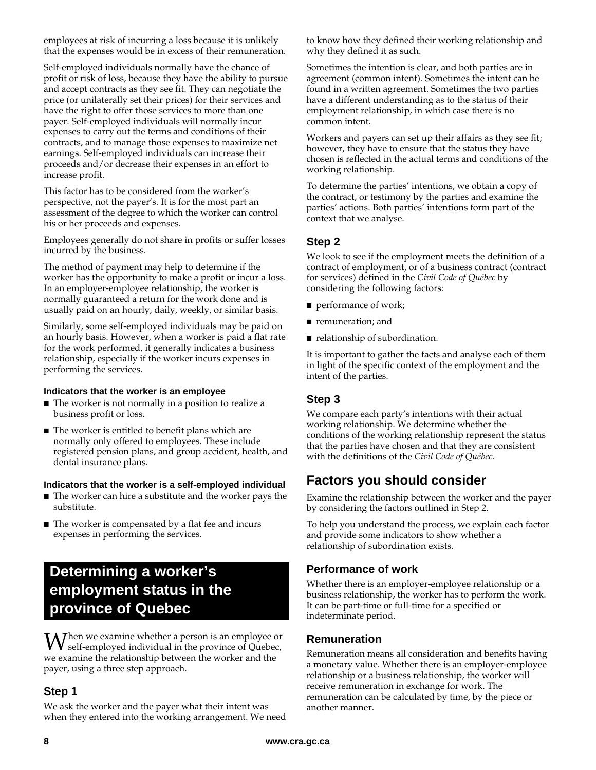employees at risk of incurring a loss because it is unlikely that the expenses would be in excess of their remuneration.

Self-employed individuals normally have the chance of profit or risk of loss, because they have the ability to pursue and accept contracts as they see fit. They can negotiate the price (or unilaterally set their prices) for their services and have the right to offer those services to more than one payer. Self-employed individuals will normally incur expenses to carry out the terms and conditions of their contracts, and to manage those expenses to maximize net earnings. Self-employed individuals can increase their proceeds and/or decrease their expenses in an effort to increase profit.

This factor has to be considered from the worker's perspective, not the payer's. It is for the most part an assessment of the degree to which the worker can control his or her proceeds and expenses.

Employees generally do not share in profits or suffer losses incurred by the business.

The method of payment may help to determine if the worker has the opportunity to make a profit or incur a loss. In an employer-employee relationship, the worker is normally guaranteed a return for the work done and is usually paid on an hourly, daily, weekly, or similar basis.

Similarly, some self-employed individuals may be paid on an hourly basis. However, when a worker is paid a flat rate for the work performed, it generally indicates a business relationship, especially if the worker incurs expenses in performing the services.

#### Indicators that the worker is an employee

- The worker is not normally in a position to realize a business profit or loss.
- The worker is entitled to benefit plans which are normally only offered to employees. These include registered pension plans, and group accident, health, and dental insurance plans.

#### Indicators that the worker is a self-employed individual

- The worker can hire a substitute and the worker pays the substitute.
- The worker is compensated by a flat fee and incurs expenses in performing the services.

# Determining a worker's employment status in the province of Quebec

When we examine whether a person is an employee or self-employed individual in the province of Quebec, we examine the relationship between the worker and the payer, using a three step approach.

### Step 1

We ask the worker and the payer what their intent was when they entered into the working arrangement. We need to know how they defined their working relationship and why they defined it as such.

Sometimes the intention is clear, and both parties are in agreement (common intent). Sometimes the intent can be found in a written agreement. Sometimes the two parties have a different understanding as to the status of their employment relationship, in which case there is no common intent.

Workers and payers can set up their affairs as they see fit; however, they have to ensure that the status they have chosen is reflected in the actual terms and conditions of the working relationship.

To determine the parties' intentions, we obtain a copy of the contract, or testimony by the parties and examine the parties' actions. Both parties' intentions form part of the context that we analyse.

### Step 2

We look to see if the employment meets the definition of a contract of employment, or of a business contract (contract for services) defined in the *Civil Code of Québec* by considering the following factors:

- performance of work;
- remuneration; and
- relationship of subordination.

It is important to gather the facts and analyse each of them in light of the specific context of the employment and the intent of the parties.

### Step 3

We compare each party's intentions with their actual working relationship. We determine whether the conditions of the working relationship represent the status that the parties have chosen and that they are consistent with the definitions of the *Civil Code of Québec*.

## Factors you should consider

Examine the relationship between the worker and the payer by considering the factors outlined in Step 2.

To help you understand the process, we explain each factor and provide some indicators to show whether a relationship of subordination exists.

### Performance of work

Whether there is an employer-employee relationship or a business relationship, the worker has to perform the work. It can be part-time or full-time for a specified or indeterminate period.

### Remuneration

Remuneration means all consideration and benefits having a monetary value. Whether there is an employer-employee relationship or a business relationship, the worker will receive remuneration in exchange for work. The remuneration can be calculated by time, by the piece or another manner.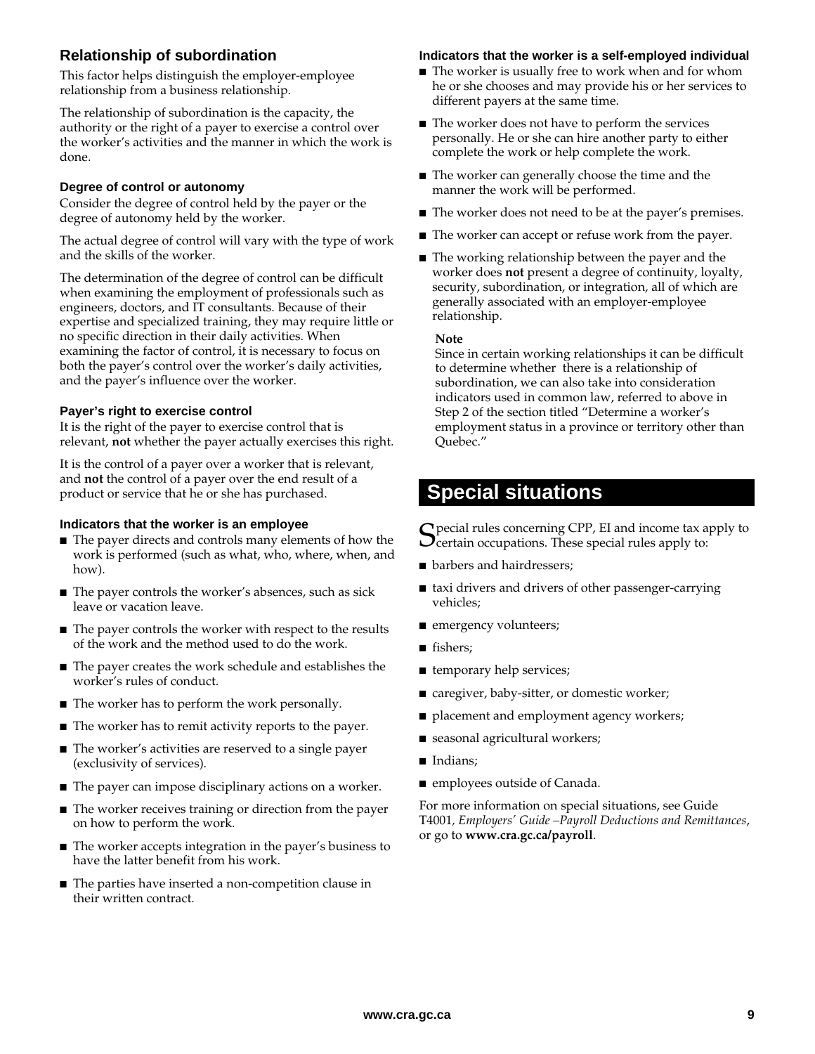## Relationship of subordination

This factor helps distinguish the employer-employee relationship from a business relationship.

The relationship of subordination is the capacity, the authority or the right of a payer to exercise a control over the worker's activities and the manner in which the work is done.

#### Degree of control or autonomy

Consider the degree of control held by the payer or the degree of autonomy held by the worker.

The actual degree of control will vary with the type of work and the skills of the worker.

The determination of the degree of control can be difficult when examining the employment of professionals such as engineers, doctors, and IT consultants. Because of their expertise and specialized training, they may require little or no specific direction in their daily activities. When examining the factor of control, it is necessary to focus on both the payer's control over the worker's daily activities, and the payer's influence over the worker.

#### Payer's right to exercise control

It is the right of the payer to exercise control that is relevant, **not** whether the payer actually exercises this right.

It is the control of a payer over a worker that is relevant, and **not** the control of a payer over the end result of a product or service that he or she has purchased.

#### Indicators that the worker is an employee

- The payer directs and controls many elements of how the work is performed (such as what, who, where, when, and how).
- The payer controls the worker's absences, such as sick leave or vacation leave.
- The payer controls the worker with respect to the results of the work and the method used to do the work.
- The payer creates the work schedule and establishes the worker's rules of conduct.
- The worker has to perform the work personally.
- The worker has to remit activity reports to the payer.
- The worker's activities are reserved to a single payer (exclusivity of services).
- The payer can impose disciplinary actions on a worker.
- The worker receives training or direction from the payer on how to perform the work.
- The worker accepts integration in the payer's business to have the latter benefit from his work.
- The parties have inserted a non-competition clause in their written contract.

#### Indicators that the worker is a self-employed individual

- The worker is usually free to work when and for whom he or she chooses and may provide his or her services to different payers at the same time.
- The worker does not have to perform the services personally. He or she can hire another party to either complete the work or help complete the work.
- The worker can generally choose the time and the manner the work will be performed.
- The worker does not need to be at the payer's premises.
- The worker can accept or refuse work from the payer.
- The working relationship between the payer and the worker does **not** present a degree of continuity, loyalty, security, subordination, or integration, all of which are generally associated with an employer-employee relationship.

**Note**

Since in certain working relationships it can be difficult to determine whether there is a relationship of subordination, we can also take into consideration indicators used in common law, referred to above in Step 2 of the section titled "Determine a worker's employment status in a province or territory other than Quebec."

# Special situations

Special rules concerning CPP, EI and income tax apply to certain occupations. These special rules apply to:

- barbers and hairdressers;
- taxi drivers and drivers of other passenger-carrying vehicles;
- emergency volunteers;
- fishers;
- temporary help services;
- caregiver, baby-sitter, or domestic worker;
- placement and employment agency workers;
- seasonal agricultural workers;
- Indians;
- employees outside of Canada.

For more information on special situations, see Guide T4001, *Employers' Guide –Payroll Deductions and Remittances*, or go to **www.cra.gc.ca/payroll**.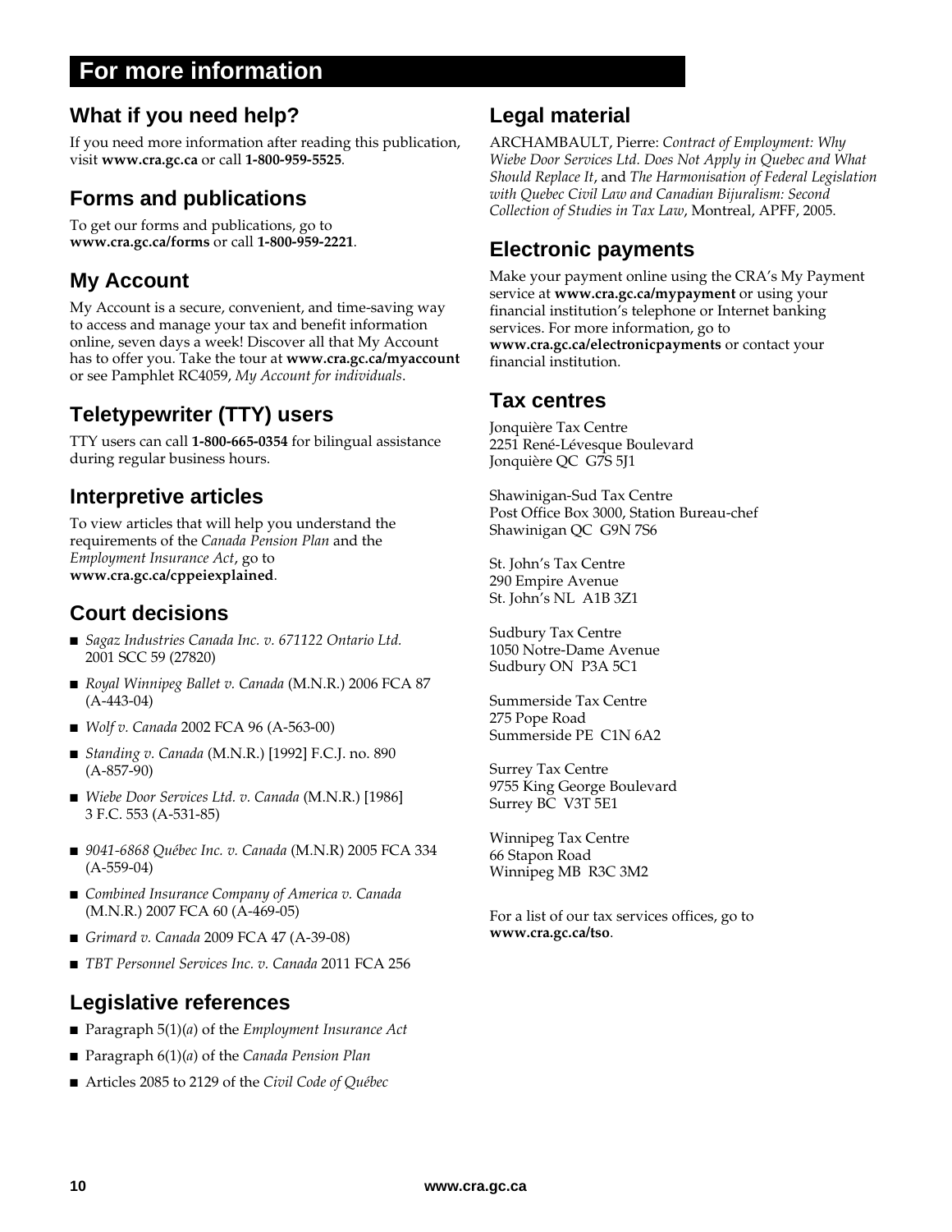# For more information

## What if you need help?

If you need more information after reading this publication, visit **www.cra.gc.ca** or call **1-800-959-5525**.

## Forms and publications

To get our forms and publications, go to **www.cra.gc.ca/forms** or call **1-800-959-2221**.

## My Account

My Account is a secure, convenient, and time-saving way to access and manage your tax and benefit information online, seven days a week! Discover all that My Account has to offer you. Take the tour at **www.cra.gc.ca/myaccount** or see Pamphlet RC4059, *My Account for individuals*.

## Teletypewriter (TTY) users

TTY users can call **1-800-665-0354** for bilingual assistance during regular business hours.

## Interpretive articles

To view articles that will help you understand the requirements of the *Canada Pension Plan* and the *Employment Insurance Act*, go to **www.cra.gc.ca/cppeiexplained**.

## Court decisions

- *Sagaz Industries Canada Inc. v. 671122 Ontario Ltd.* 2001 SCC 59 (27820)
- *Royal Winnipeg Ballet v. Canada* (M.N.R.) 2006 FCA 87 (A-443-04)
- *Wolf v. Canada* 2002 FCA 96 (A-563-00)
- *Standing v. Canada* (M.N.R.) [1992] F.C.J. no. 890 (A-857-90)
- *Wiebe Door Services Ltd. v. Canada* (M.N.R.) [1986] 3 F.C. 553 (A-531-85)
- *9041-6868 Québec Inc. v. Canada* (M.N.R) 2005 FCA 334 (A-559-04)
- *Combined Insurance Company of America v. Canada* (M.N.R.) 2007 FCA 60 (A-469-05)
- *Grimard v. Canada* 2009 FCA 47 (A-39-08)
- *TBT Personnel Services Inc. v. Canada* 2011 FCA 256

## Legislative references

- Paragraph 5(1)(*a*) of the *Employment Insurance Act*
- Paragraph 6(1)(*a*) of the *Canada Pension Plan*
- Articles 2085 to 2129 of the *Civil Code of Québec*

## Legal material

ARCHAMBAULT, Pierre: *Contract of Employment: Why Wiebe Door Services Ltd. Does Not Apply in Quebec and What Should Replace It*, and *The Harmonisation of Federal Legislation with Quebec Civil Law and Canadian Bijuralism: Second Collection of Studies in Tax Law*, Montreal, APFF, 2005.

## Electronic payments

Make your payment online using the CRA's My Payment service at **www.cra.gc.ca/mypayment** or using your financial institution's telephone or Internet banking services. For more information, go to **www.cra.gc.ca/electronicpayments** or contact your financial institution.

## Tax centres

Jonquière Tax Centre
2251 René-Lévesque Boulevard
Jonquière QC G7S 5J1

Shawinigan-Sud Tax Centre
Post Office Box 3000, Station Bureau-chef
Shawinigan QC G9N 7S6

St. John's Tax Centre
290 Empire Avenue
St. John's NL A1B 3Z1

Sudbury Tax Centre
1050 Notre-Dame Avenue
Sudbury ON P3A 5C1

Summerside Tax Centre
275 Pope Road
Summerside PE C1N 6A2

Surrey Tax Centre
9755 King George Boulevard
Surrey BC V3T 5E1

Winnipeg Tax Centre
66 Stapon Road
Winnipeg MB R3C 3M2

For a list of our tax services offices, go to **www.cra.gc.ca/tso**.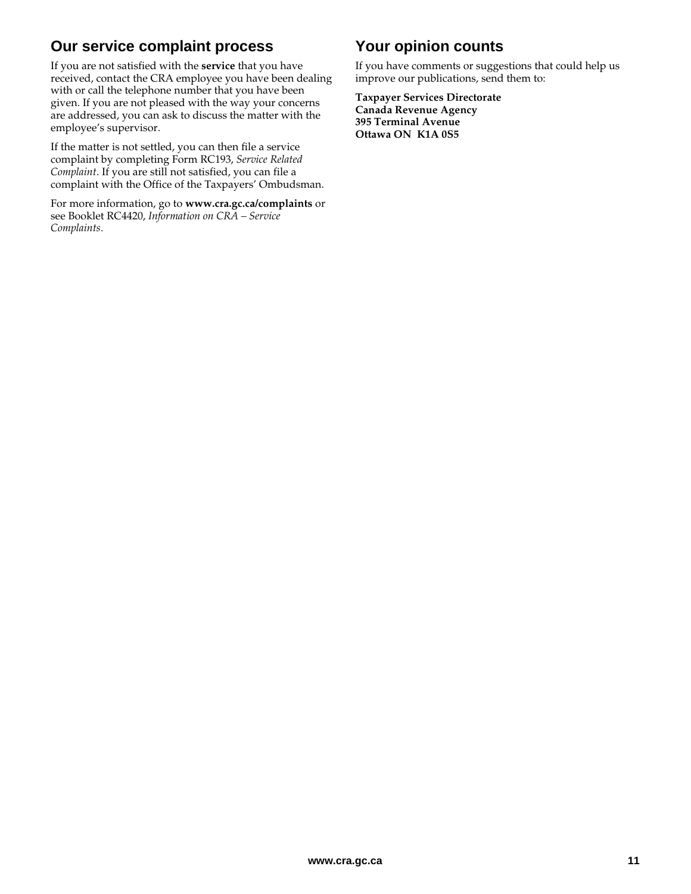## Our service complaint process

If you are not satisfied with the **service** that you have received, contact the CRA employee you have been dealing with or call the telephone number that you have been given. If you are not pleased with the way your concerns are addressed, you can ask to discuss the matter with the employee's supervisor.

If the matter is not settled, you can then file a service complaint by completing Form RC193, *Service Related Complaint*. If you are still not satisfied, you can file a complaint with the Office of the Taxpayers' Ombudsman.

For more information, go to **www.cra.gc.ca/complaints** or see Booklet RC4420, *Information on CRA – Service Complaints*.

## Your opinion counts

If you have comments or suggestions that could help us improve our publications, send them to:

**Taxpayer Services Directorate**
**Canada Revenue Agency**
**395 Terminal Avenue**
**Ottawa ON K1A 0S5**